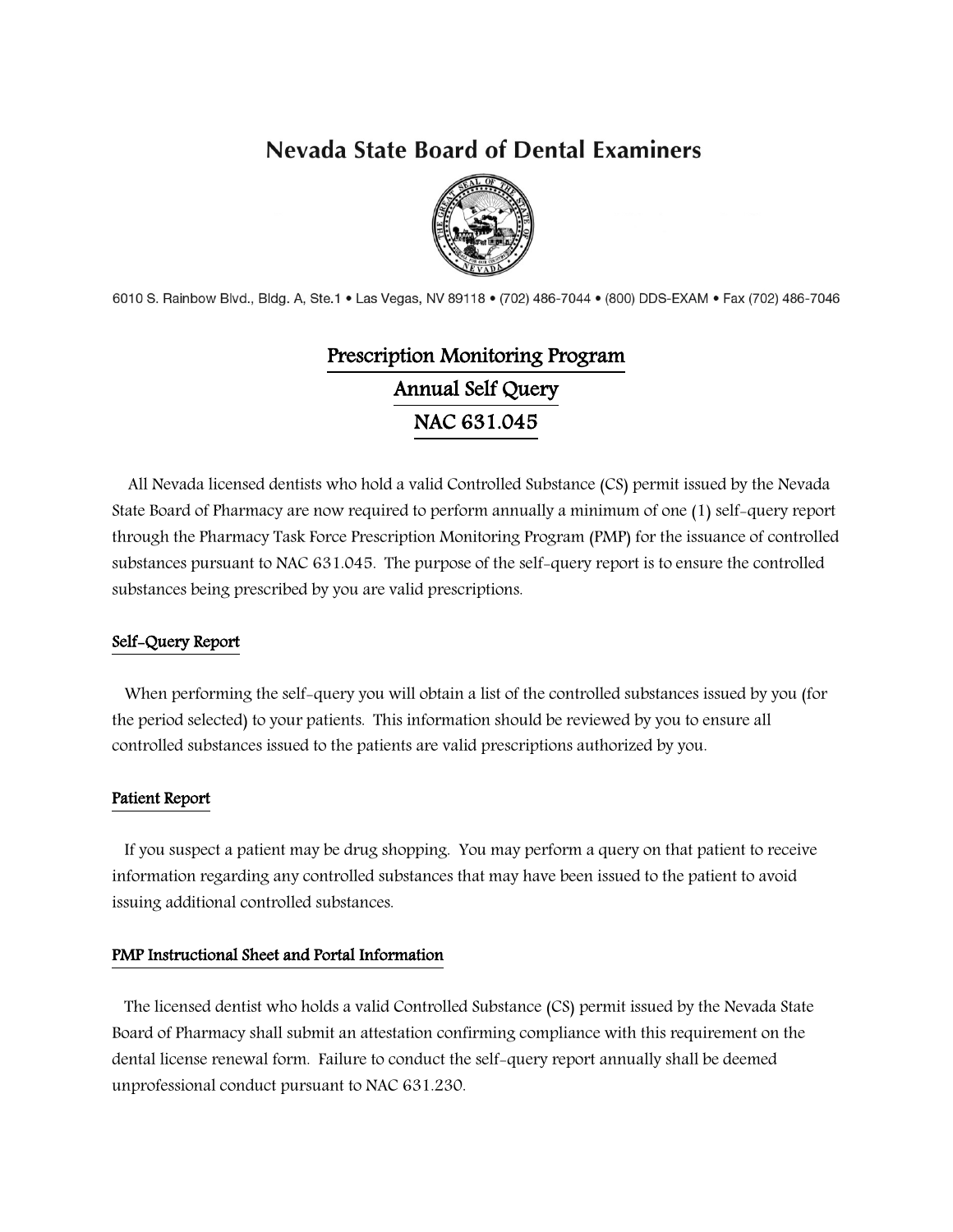# Nevada State Board of Dental Examiners

6010 S. Rainbow Blvd., Bldg. A, Ste.1 • Las Vegas, NV 89118 • (702) 486-7044 • (800) DDS-EXAM • Fax (702) 486-7046

## Prescription Monitoring Program
## Annual Self Query
## NAC 631.045

All Nevada licensed dentists who hold a valid Controlled Substance (CS) permit issued by the Nevada State Board of Pharmacy are now required to perform annually a minimum of one (1) self-query report through the Pharmacy Task Force Prescription Monitoring Program (PMP) for the issuance of controlled substances pursuant to NAC 631.045. The purpose of the self-query report is to ensure the controlled substances being prescribed by you are valid prescriptions.

### Self-Query Report

When performing the self-query you will obtain a list of the controlled substances issued by you (for the period selected) to your patients. This information should be reviewed by you to ensure all controlled substances issued to the patients are valid prescriptions authorized by you.

### Patient Report

If you suspect a patient may be drug shopping. You may perform a query on that patient to receive information regarding any controlled substances that may have been issued to the patient to avoid issuing additional controlled substances.

### PMP Instructional Sheet and Portal Information

The licensed dentist who holds a valid Controlled Substance (CS) permit issued by the Nevada State Board of Pharmacy shall submit an attestation confirming compliance with this requirement on the dental license renewal form. Failure to conduct the self-query report annually shall be deemed unprofessional conduct pursuant to NAC 631.230.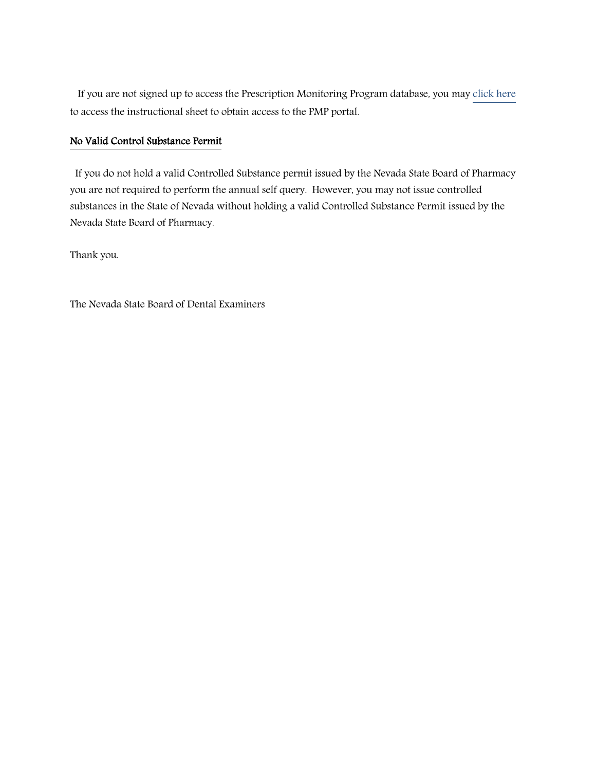If you are not signed up to access the Prescription Monitoring Program database, you may click here to access the instructional sheet to obtain access to the PMP portal.

**No Valid Control Substance Permit**

If you do not hold a valid Controlled Substance permit issued by the Nevada State Board of Pharmacy you are not required to perform the annual self query. However, you may not issue controlled substances in the State of Nevada without holding a valid Controlled Substance Permit issued by the Nevada State Board of Pharmacy.

Thank you.

The Nevada State Board of Dental Examiners